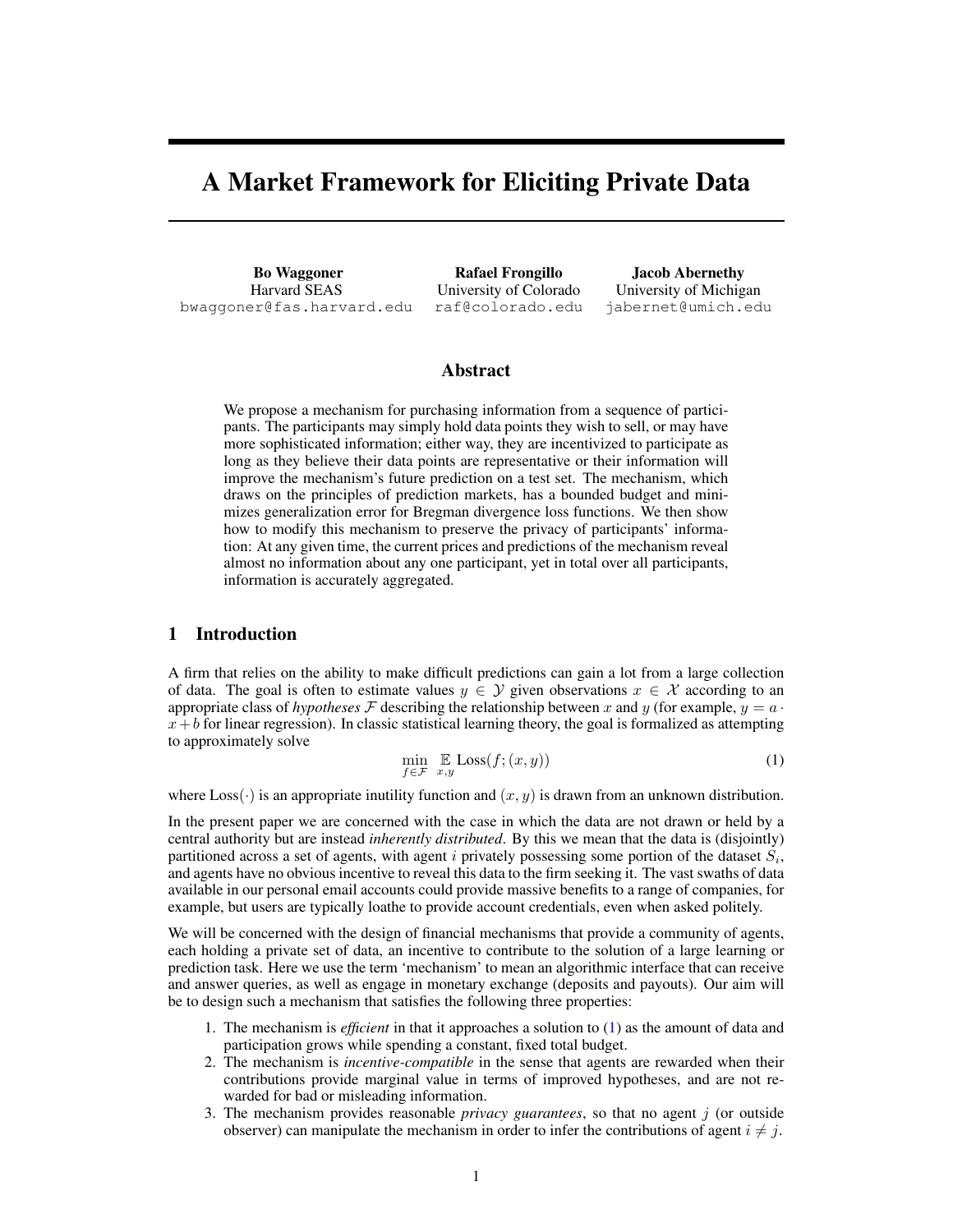# A Market Framework for Eliciting Private Data

**Bo Waggoner**
Harvard SEAS
bwaggoner@fas.harvard.edu

**Rafael Frongillo**
University of Colorado
raf@colorado.edu

**Jacob Abernethy**
University of Michigan
jabernet@umich.edu

## Abstract

We propose a mechanism for purchasing information from a sequence of participants. The participants may simply hold data points they wish to sell, or may have more sophisticated information; either way, they are incentivized to participate as long as they believe their data points are representative or their information will improve the mechanism's future prediction on a test set. The mechanism, which draws on the principles of prediction markets, has a bounded budget and minimizes generalization error for Bregman divergence loss functions. We then show how to modify this mechanism to preserve the privacy of participants' information: At any given time, the current prices and predictions of the mechanism reveal almost no information about any one participant, yet in total over all participants, information is accurately aggregated.

## 1 Introduction

A firm that relies on the ability to make difficult predictions can gain a lot from a large collection of data. The goal is often to estimate values $y \in \mathcal{Y}$ given observations $x \in \mathcal{X}$ according to an appropriate class of *hypotheses* $\mathcal{F}$ describing the relationship between $x$ and $y$ (for example, $y = a \cdot x + b$ for linear regression). In classic statistical learning theory, the goal is formalized as attempting to approximately solve

$$\min_{f \in \mathcal{F}} \mathop{\mathbb{E}}_{x,y} \text{Loss}(f;(x,y)) \tag{1}$$

where $\text{Loss}(\cdot)$ is an appropriate inutility function and $(x, y)$ is drawn from an unknown distribution.

In the present paper we are concerned with the case in which the data are not drawn or held by a central authority but are instead *inherently distributed*. By this we mean that the data is (disjointly) partitioned across a set of agents, with agent $i$ privately possessing some portion of the dataset $S_i$, and agents have no obvious incentive to reveal this data to the firm seeking it. The vast swaths of data available in our personal email accounts could provide massive benefits to a range of companies, for example, but users are typically loathe to provide account credentials, even when asked politely.

We will be concerned with the design of financial mechanisms that provide a community of agents, each holding a private set of data, an incentive to contribute to the solution of a large learning or prediction task. Here we use the term 'mechanism' to mean an algorithmic interface that can receive and answer queries, as well as engage in monetary exchange (deposits and payouts). Our aim will be to design such a mechanism that satisfies the following three properties:

1. The mechanism is *efficient* in that it approaches a solution to (1) as the amount of data and participation grows while spending a constant, fixed total budget.
2. The mechanism is *incentive-compatible* in the sense that agents are rewarded when their contributions provide marginal value in terms of improved hypotheses, and are not rewarded for bad or misleading information.
3. The mechanism provides reasonable *privacy guarantees*, so that no agent $j$ (or outside observer) can manipulate the mechanism in order to infer the contributions of agent $i \neq j$.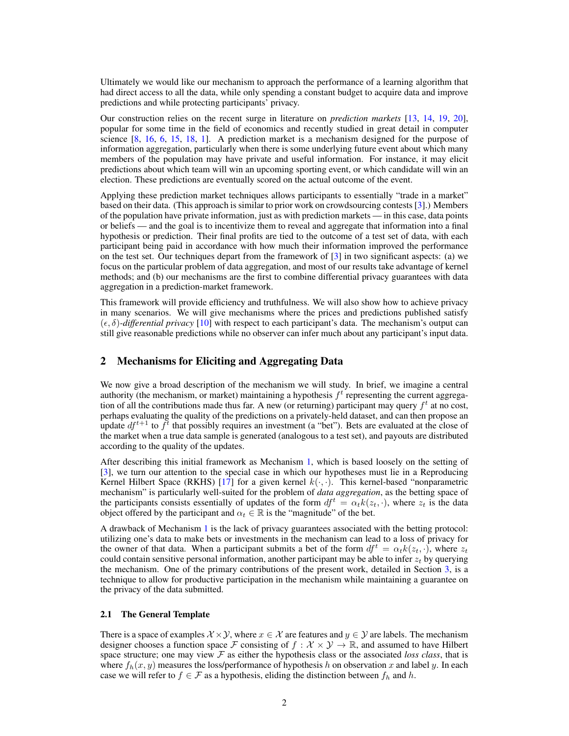Ultimately we would like our mechanism to approach the performance of a learning algorithm that had direct access to all the data, while only spending a constant budget to acquire data and improve predictions and while protecting participants' privacy.

Our construction relies on the recent surge in literature on *prediction markets* [13, 14, 19, 20], popular for some time in the field of economics and recently studied in great detail in computer science [8, 16, 6, 15, 18, 1]. A prediction market is a mechanism designed for the purpose of information aggregation, particularly when there is some underlying future event about which many members of the population may have private and useful information. For instance, it may elicit predictions about which team will win an upcoming sporting event, or which candidate will win an election. These predictions are eventually scored on the actual outcome of the event.

Applying these prediction market techniques allows participants to essentially "trade in a market" based on their data. (This approach is similar to prior work on crowdsourcing contests [3].) Members of the population have private information, just as with prediction markets — in this case, data points or beliefs — and the goal is to incentivize them to reveal and aggregate that information into a final hypothesis or prediction. Their final profits are tied to the outcome of a test set of data, with each participant being paid in accordance with how much their information improved the performance on the test set. Our techniques depart from the framework of [3] in two significant aspects: (a) we focus on the particular problem of data aggregation, and most of our results take advantage of kernel methods; and (b) our mechanisms are the first to combine differential privacy guarantees with data aggregation in a prediction-market framework.

This framework will provide efficiency and truthfulness. We will also show how to achieve privacy in many scenarios. We will give mechanisms where the prices and predictions published satisfy $(\epsilon, \delta)$-*differential privacy* [10] with respect to each participant's data. The mechanism's output can still give reasonable predictions while no observer can infer much about any participant's input data.

## 2 Mechanisms for Eliciting and Aggregating Data

We now give a broad description of the mechanism we will study. In brief, we imagine a central authority (the mechanism, or market) maintaining a hypothesis $f^t$ representing the current aggregation of all the contributions made thus far. A new (or returning) participant may query $f^t$ at no cost, perhaps evaluating the quality of the predictions on a privately-held dataset, and can then propose an update $df^{t+1}$ to $f^t$ that possibly requires an investment (a "bet"). Bets are evaluated at the close of the market when a true data sample is generated (analogous to a test set), and payouts are distributed according to the quality of the updates.

After describing this initial framework as Mechanism 1, which is based loosely on the setting of [3], we turn our attention to the special case in which our hypotheses must lie in a Reproducing Kernel Hilbert Space (RKHS) [17] for a given kernel $k(\cdot, \cdot)$. This kernel-based "nonparametric mechanism" is particularly well-suited for the problem of *data aggregation*, as the betting space of the participants consists essentially of updates of the form $df^t = \alpha_t k(z_t, \cdot)$, where $z_t$ is the data object offered by the participant and $\alpha_t \in \mathbb{R}$ is the "magnitude" of the bet.

A drawback of Mechanism 1 is the lack of privacy guarantees associated with the betting protocol: utilizing one's data to make bets or investments in the mechanism can lead to a loss of privacy for the owner of that data. When a participant submits a bet of the form $df^t = \alpha_t k(z_t, \cdot)$, where $z_t$ could contain sensitive personal information, another participant may be able to infer $z_t$ by querying the mechanism. One of the primary contributions of the present work, detailed in Section 3, is a technique to allow for productive participation in the mechanism while maintaining a guarantee on the privacy of the data submitted.

### 2.1 The General Template

There is a space of examples $\mathcal{X} \times \mathcal{Y}$, where $x \in \mathcal{X}$ are features and $y \in \mathcal{Y}$ are labels. The mechanism designer chooses a function space $\mathcal{F}$ consisting of $f : \mathcal{X} \times \mathcal{Y} \to \mathbb{R}$, and assumed to have Hilbert space structure; one may view $\mathcal{F}$ as either the hypothesis class or the associated *loss class*, that is where $f_h(x, y)$ measures the loss/performance of hypothesis $h$ on observation $x$ and label $y$. In each case we will refer to $f \in \mathcal{F}$ as a hypothesis, eliding the distinction between $f_h$ and $h$.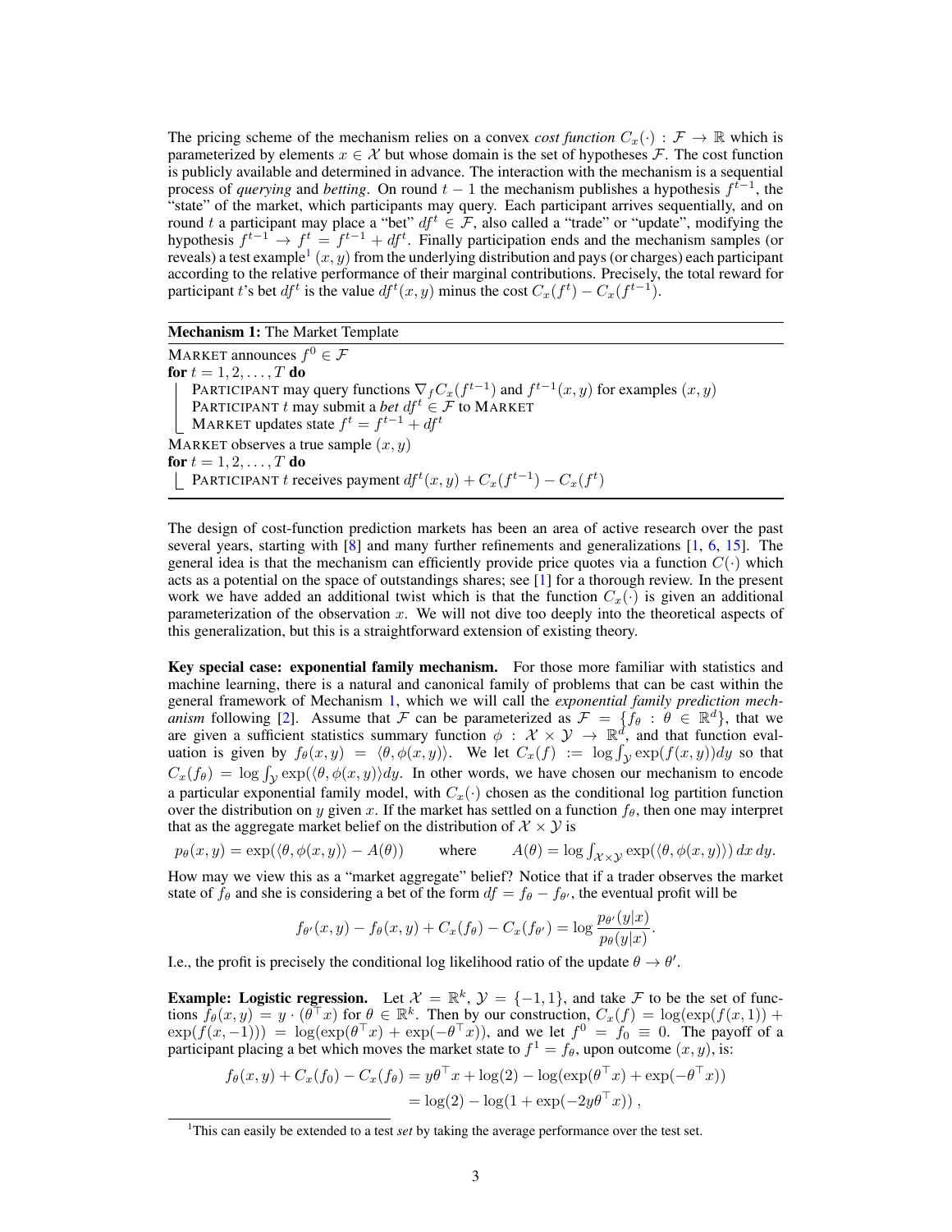The pricing scheme of the mechanism relies on a convex *cost function* $C_x(\cdot) : \mathcal{F} \to \mathbb{R}$ which is parameterized by elements $x \in \mathcal{X}$ but whose domain is the set of hypotheses $\mathcal{F}$. The cost function is publicly available and determined in advance. The interaction with the mechanism is a sequential process of *querying* and *betting*. On round $t-1$ the mechanism publishes a hypothesis $f^{t-1}$, the "state" of the market, which participants may query. Each participant arrives sequentially, and on round $t$ a participant may place a "bet" $df^t \in \mathcal{F}$, also called a "trade" or "update", modifying the hypothesis $f^{t-1} \to f^t = f^{t-1} + df^t$. Finally participation ends and the mechanism samples (or reveals) a test example[1] $(x, y)$ from the underlying distribution and pays (or charges) each participant according to the relative performance of their marginal contributions. Precisely, the total reward for participant $t$'s bet $df^t$ is the value $df^t(x, y)$ minus the cost $C_x(f^t) - C_x(f^{t-1})$.

**Mechanism 1:** The Market Template

```
MARKET announces f^0 ∈ F
for t = 1, 2, ..., T do
    PARTICIPANT may query functions ∇_f C_x(f^{t-1}) and f^{t-1}(x, y) for examples (x, y)
    PARTICIPANT t may submit a bet df^t ∈ F to MARKET
    MARKET updates state f^t = f^{t-1} + df^t
MARKET observes a true sample (x, y)
for t = 1, 2, ..., T do
    PARTICIPANT t receives payment df^t(x, y) + C_x(f^{t-1}) - C_x(f^t)
```

The design of cost-function prediction markets has been an area of active research over the past several years, starting with [8] and many further refinements and generalizations [1, 6, 15]. The general idea is that the mechanism can efficiently provide price quotes via a function $C(\cdot)$ which acts as a potential on the space of outstandings shares; see [1] for a thorough review. In the present work we have added an additional twist which is that the function $C_x(\cdot)$ is given an additional parameterization of the observation $x$. We will not dive too deeply into the theoretical aspects of this generalization, but this is a straightforward extension of existing theory.

**Key special case: exponential family mechanism.** For those more familiar with statistics and machine learning, there is a natural and canonical family of problems that can be cast within the general framework of Mechanism 1, which we will call the *exponential family prediction mechanism* following [2]. Assume that $\mathcal{F}$ can be parameterized as $\mathcal{F} = \{f_\theta : \theta \in \mathbb{R}^d\}$, that we are given a sufficient statistics summary function $\phi : \mathcal{X} \times \mathcal{Y} \to \mathbb{R}^d$, and that function evaluation is given by $f_\theta(x, y) = \langle \theta, \phi(x, y) \rangle$. We let $C_x(f) := \log \int_{\mathcal{Y}} \exp(f(x, y)) dy$ so that $C_x(f_\theta) = \log \int_{\mathcal{Y}} \exp(\langle \theta, \phi(x, y) \rangle dy$. In other words, we have chosen our mechanism to encode a particular exponential family model, with $C_x(\cdot)$ chosen as the conditional log partition function over the distribution on $y$ given $x$. If the market has settled on a function $f_\theta$, then one may interpret that as the aggregate market belief on the distribution of $\mathcal{X} \times \mathcal{Y}$ is

$$p_\theta(x, y) = \exp(\langle \theta, \phi(x, y) \rangle - A(\theta)) \qquad \text{where} \qquad A(\theta) = \log \int_{\mathcal{X} \times \mathcal{Y}} \exp(\langle \theta, \phi(x, y) \rangle) \, dx \, dy.$$

How may we view this as a "market aggregate" belief? Notice that if a trader observes the market state of $f_\theta$ and she is considering a bet of the form $df = f_\theta - f_{\theta'}$, the eventual profit will be

$$f_{\theta'}(x, y) - f_\theta(x, y) + C_x(f_\theta) - C_x(f_{\theta'}) = \log \frac{p_{\theta'}(y|x)}{p_\theta(y|x)}.$$

I.e., the profit is precisely the conditional log likelihood ratio of the update $\theta \to \theta'$.

**Example: Logistic regression.** Let $\mathcal{X} = \mathbb{R}^k$, $\mathcal{Y} = \{-1, 1\}$, and take $\mathcal{F}$ to be the set of functions $f_\theta(x, y) = y \cdot (\theta^\top x)$ for $\theta \in \mathbb{R}^k$. Then by our construction, $C_x(f) = \log(\exp(f(x, 1)) + \exp(f(x, -1))) = \log(\exp(\theta^\top x) + \exp(-\theta^\top x))$, and we let $f^0 = f_0 \equiv 0$. The payoff of a participant placing a bet which moves the market state to $f^1 = f_\theta$, upon outcome $(x, y)$, is:

$$\begin{aligned} f_\theta(x, y) + C_x(f_0) - C_x(f_\theta) &= y\theta^\top x + \log(2) - \log(\exp(\theta^\top x) + \exp(-\theta^\top x)) \\ &= \log(2) - \log(1 + \exp(-2y\theta^\top x)) \, , \end{aligned}$$

[1] This can easily be extended to a test *set* by taking the average performance over the test set.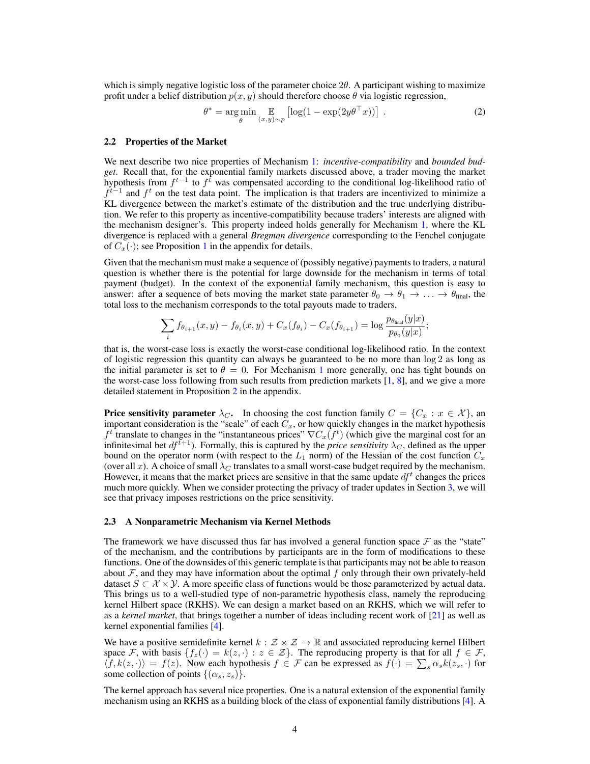which is simply negative logistic loss of the parameter choice $2\theta$. A participant wishing to maximize profit under a belief distribution $p(x, y)$ should therefore choose $\theta$ via logistic regression,

$$\theta^* = \arg\min_{\theta} \mathop{\mathbb{E}}_{(x,y)\sim p} \left[\log(1 - \exp(2y\theta^\top x))\right] . \tag{2}$$

### 2.2 Properties of the Market

We next describe two nice properties of Mechanism 1: *incentive-compatibility* and *bounded budget*. Recall that, for the exponential family markets discussed above, a trader moving the market hypothesis from $f^{t-1}$ to $f^t$ was compensated according to the conditional log-likelihood ratio of $f^{t-1}$ and $f^t$ on the test data point. The implication is that traders are incentivized to minimize a KL divergence between the market's estimate of the distribution and the true underlying distribution. We refer to this property as incentive-compatibility because traders' interests are aligned with the mechanism designer's. This property indeed holds generally for Mechanism 1, where the KL divergence is replaced with a general *Bregman divergence* corresponding to the Fenchel conjugate of $C_x(\cdot)$; see Proposition 1 in the appendix for details.

Given that the mechanism must make a sequence of (possibly negative) payments to traders, a natural question is whether there is the potential for large downside for the mechanism in terms of total payment (budget). In the context of the exponential family mechanism, this question is easy to answer: after a sequence of bets moving the market state parameter $\theta_0 \to \theta_1 \to \ldots \to \theta_{\text{final}}$, the total loss to the mechanism corresponds to the total payouts made to traders,

$$\sum_i f_{\theta_{i+1}}(x, y) - f_{\theta_i}(x, y) + C_x(f_{\theta_i}) - C_x(f_{\theta_{i+1}}) = \log \frac{p_{\theta_{\text{final}}}(y|x)}{p_{\theta_0}(y|x)};$$

that is, the worst-case loss is exactly the worst-case conditional log-likelihood ratio. In the context of logistic regression this quantity can always be guaranteed to be no more than $\log 2$ as long as the initial parameter is set to $\theta = 0$. For Mechanism 1 more generally, one has tight bounds on the worst-case loss following from such results from prediction markets [1, 8], and we give a more detailed statement in Proposition 2 in the appendix.

**Price sensitivity parameter $\lambda_C$.** In choosing the cost function family $C = \{C_x : x \in \mathcal{X}\}$, an important consideration is the "scale" of each $C_x$, or how quickly changes in the market hypothesis $f^t$ translate to changes in the "instantaneous prices" $\nabla C_x(f^t)$ (which give the marginal cost for an infinitesimal bet $df^{t+1}$). Formally, this is captured by the *price sensitivity* $\lambda_C$, defined as the upper bound on the operator norm (with respect to the $L_1$ norm) of the Hessian of the cost function $C_x$ (over all $x$). A choice of small $\lambda_C$ translates to a small worst-case budget required by the mechanism. However, it means that the market prices are sensitive in that the same update $df^t$ changes the prices much more quickly. When we consider protecting the privacy of trader updates in Section 3, we will see that privacy imposes restrictions on the price sensitivity.

### 2.3 A Nonparametric Mechanism via Kernel Methods

The framework we have discussed thus far has involved a general function space $\mathcal{F}$ as the "state" of the mechanism, and the contributions by participants are in the form of modifications to these functions. One of the downsides of this generic template is that participants may not be able to reason about $\mathcal{F}$, and they may have information about the optimal $f$ only through their own privately-held dataset $S \subset \mathcal{X} \times \mathcal{Y}$. A more specific class of functions would be those parameterized by actual data. This brings us to a well-studied type of non-parametric hypothesis class, namely the reproducing kernel Hilbert space (RKHS). We can design a market based on an RKHS, which we will refer to as a *kernel market*, that brings together a number of ideas including recent work of [21] as well as kernel exponential families [4].

We have a positive semidefinite kernel $k : \mathcal{Z} \times \mathcal{Z} \to \mathbb{R}$ and associated reproducing kernel Hilbert space $\mathcal{F}$, with basis $\{f_z(\cdot) = k(z, \cdot) : z \in \mathcal{Z}\}$. The reproducing property is that for all $f \in \mathcal{F}$, $\langle f, k(z, \cdot)\rangle = f(z)$. Now each hypothesis $f \in \mathcal{F}$ can be expressed as $f(\cdot) = \sum_s \alpha_s k(z_s, \cdot)$ for some collection of points $\{(\alpha_s, z_s)\}$.

The kernel approach has several nice properties. One is a natural extension of the exponential family mechanism using an RKHS as a building block of the class of exponential family distributions [4]. A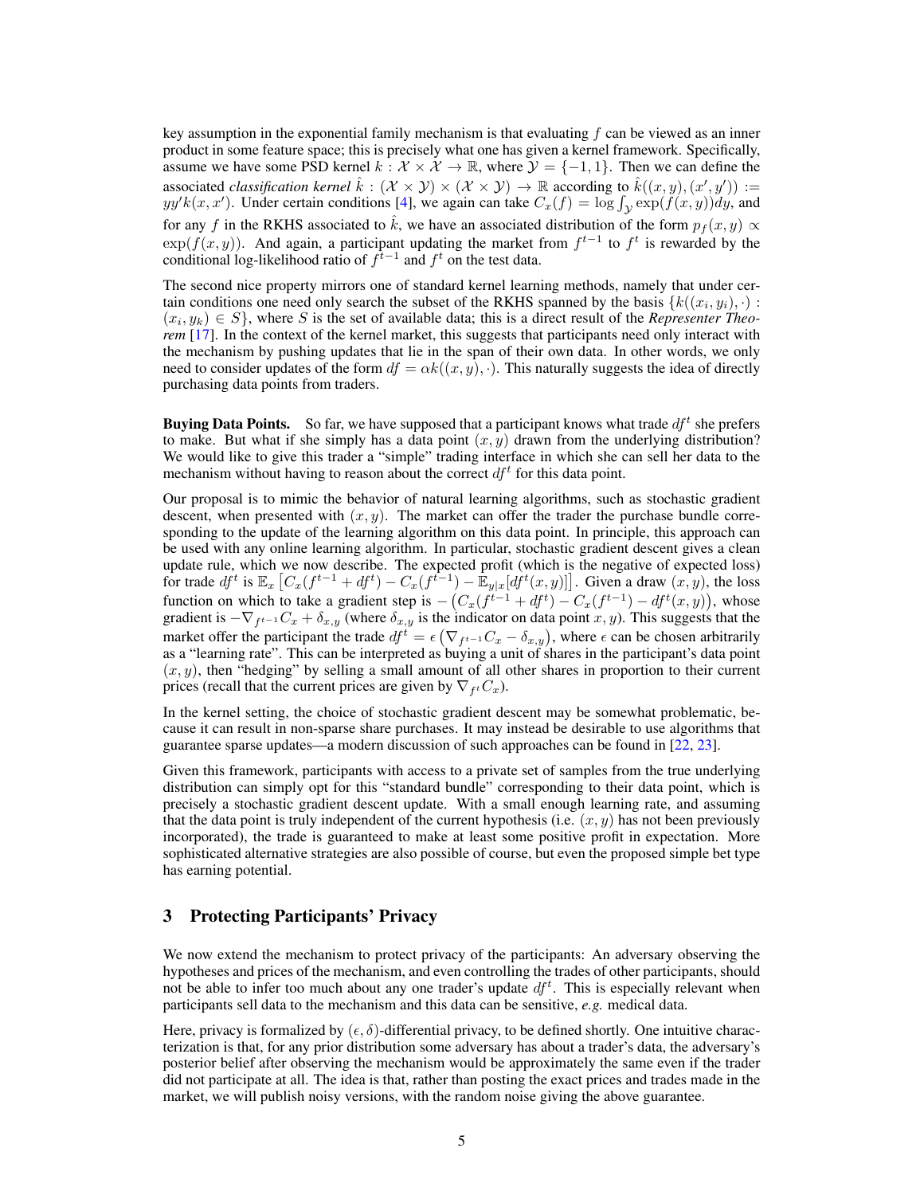key assumption in the exponential family mechanism is that evaluating $f$ can be viewed as an inner product in some feature space; this is precisely what one has given a kernel framework. Specifically, assume we have some PSD kernel $k : \mathcal{X} \times \mathcal{X} \to \mathbb{R}$, where $\mathcal{Y} = \{-1, 1\}$. Then we can define the associated *classification kernel* $\hat{k} : (\mathcal{X} \times \mathcal{Y}) \times (\mathcal{X} \times \mathcal{Y}) \to \mathbb{R}$ according to $\hat{k}((x, y), (x', y')) := yy'k(x, x')$. Under certain conditions [4], we again can take $C_x(f) = \log \int_{\mathcal{Y}} \exp(f(x, y))dy$, and for any $f$ in the RKHS associated to $\hat{k}$, we have an associated distribution of the form $p_f(x, y) \propto \exp(f(x, y))$. And again, a participant updating the market from $f^{t-1}$ to $f^t$ is rewarded by the conditional log-likelihood ratio of $f^{t-1}$ and $f^t$ on the test data.

The second nice property mirrors one of standard kernel learning methods, namely that under certain conditions one need only search the subset of the RKHS spanned by the basis $\{k((x_i, y_i), \cdot) : (x_i, y_k) \in S\}$, where $S$ is the set of available data; this is a direct result of the *Representer Theorem* [17]. In the context of the kernel market, this suggests that participants need only interact with the mechanism by pushing updates that lie in the span of their own data. In other words, we only need to consider updates of the form $df = \alpha k((x, y), \cdot)$. This naturally suggests the idea of directly purchasing data points from traders.

**Buying Data Points.** So far, we have supposed that a participant knows what trade $df^t$ she prefers to make. But what if she simply has a data point $(x, y)$ drawn from the underlying distribution? We would like to give this trader a "simple" trading interface in which she can sell her data to the mechanism without having to reason about the correct $df^t$ for this data point.

Our proposal is to mimic the behavior of natural learning algorithms, such as stochastic gradient descent, when presented with $(x, y)$. The market can offer the trader the purchase bundle corresponding to the update of the learning algorithm on this data point. In principle, this approach can be used with any online learning algorithm. In particular, stochastic gradient descent gives a clean update rule, which we now describe. The expected profit (which is the negative of expected loss) for trade $df^t$ is $\mathbb{E}_x \left[ C_x(f^{t-1} + df^t) - C_x(f^{t-1}) - \mathbb{E}_{y|x}[df^t(x, y)] \right]$. Given a draw $(x, y)$, the loss function on which to take a gradient step is $-\left( C_x(f^{t-1} + df^t) - C_x(f^{t-1}) - df^t(x, y) \right)$, whose gradient is $-\nabla_{f^{t-1}} C_x + \delta_{x,y}$ (where $\delta_{x,y}$ is the indicator on data point $x, y$). This suggests that the market offer the participant the trade $df^t = \epsilon \left( \nabla_{f^{t-1}} C_x - \delta_{x,y} \right)$, where $\epsilon$ can be chosen arbitrarily as a "learning rate". This can be interpreted as buying a unit of shares in the participant's data point $(x, y)$, then "hedging" by selling a small amount of all other shares in proportion to their current prices (recall that the current prices are given by $\nabla_{f^t} C_x$).

In the kernel setting, the choice of stochastic gradient descent may be somewhat problematic, because it can result in non-sparse share purchases. It may instead be desirable to use algorithms that guarantee sparse updates—a modern discussion of such approaches can be found in [22, 23].

Given this framework, participants with access to a private set of samples from the true underlying distribution can simply opt for this "standard bundle" corresponding to their data point, which is precisely a stochastic gradient descent update. With a small enough learning rate, and assuming that the data point is truly independent of the current hypothesis (i.e. $(x, y)$ has not been previously incorporated), the trade is guaranteed to make at least some positive profit in expectation. More sophisticated alternative strategies are also possible of course, but even the proposed simple bet type has earning potential.

## 3 Protecting Participants' Privacy

We now extend the mechanism to protect privacy of the participants: An adversary observing the hypotheses and prices of the mechanism, and even controlling the trades of other participants, should not be able to infer too much about any one trader's update $df^t$. This is especially relevant when participants sell data to the mechanism and this data can be sensitive, *e.g.* medical data.

Here, privacy is formalized by $(\epsilon, \delta)$-differential privacy, to be defined shortly. One intuitive characterization is that, for any prior distribution some adversary has about a trader's data, the adversary's posterior belief after observing the mechanism would be approximately the same even if the trader did not participate at all. The idea is that, rather than posting the exact prices and trades made in the market, we will publish noisy versions, with the random noise giving the above guarantee.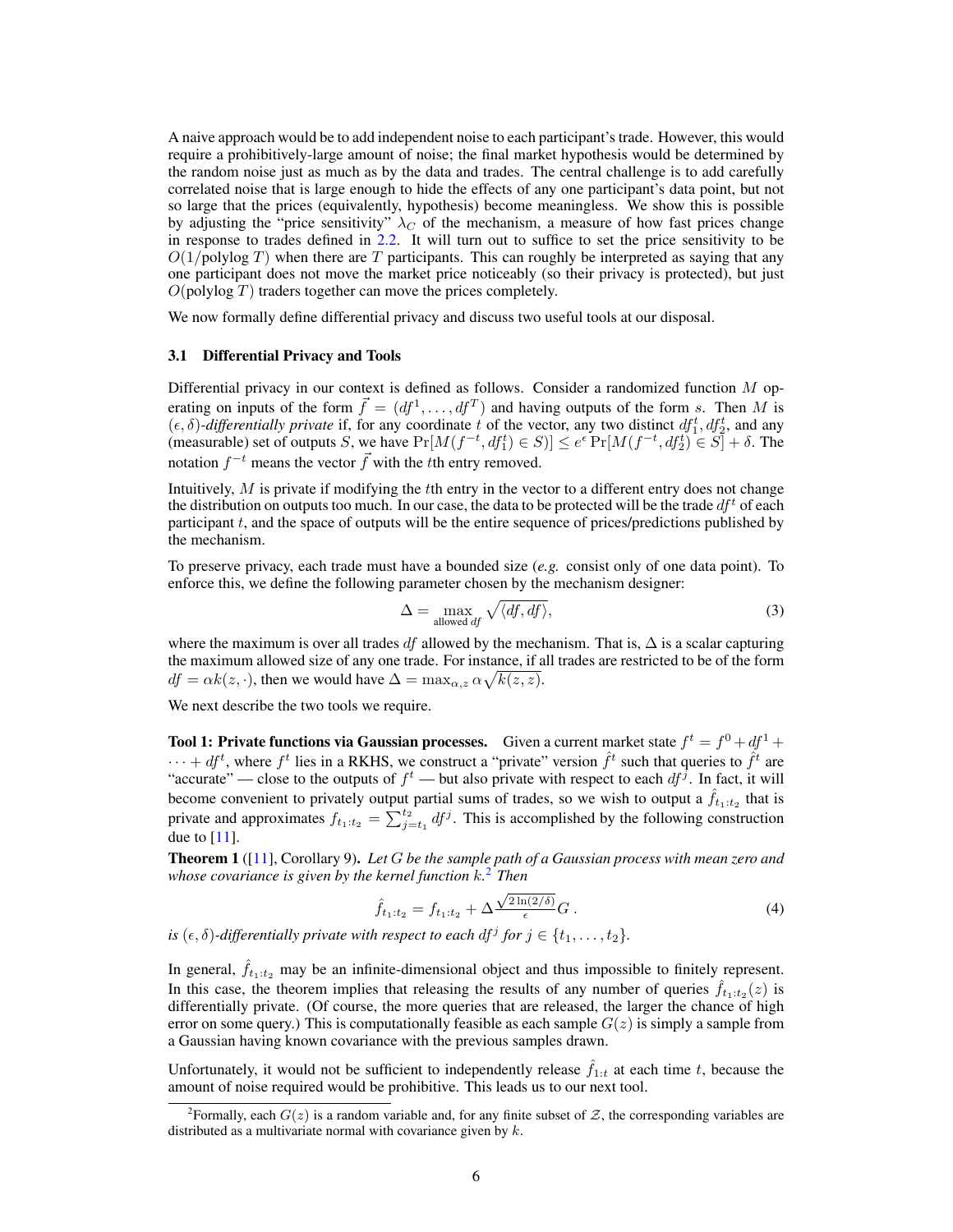A naive approach would be to add independent noise to each participant's trade. However, this would require a prohibitively-large amount of noise; the final market hypothesis would be determined by the random noise just as much as by the data and trades. The central challenge is to add carefully correlated noise that is large enough to hide the effects of any one participant's data point, but not so large that the prices (equivalently, hypothesis) become meaningless. We show this is possible by adjusting the "price sensitivity" $\lambda_C$ of the mechanism, a measure of how fast prices change in response to trades defined in 2.2. It will turn out to suffice to set the price sensitivity to be $O(1/\text{polylog } T)$ when there are $T$ participants. This can roughly be interpreted as saying that any one participant does not move the market price noticeably (so their privacy is protected), but just $O(\text{polylog } T)$ traders together can move the prices completely.

We now formally define differential privacy and discuss two useful tools at our disposal.

### 3.1 Differential Privacy and Tools

Differential privacy in our context is defined as follows. Consider a randomized function $M$ operating on inputs of the form $\vec{f} = (df^1, \dots, df^T)$ and having outputs of the form $s$. Then $M$ is $(\epsilon, \delta)$-*differentially private* if, for any coordinate $t$ of the vector, any two distinct $df_1^t, df_2^t$, and any (measurable) set of outputs $S$, we have $\Pr[M(f^{-t}, df_1^t) \in S)] \le e^{\epsilon} \Pr[M(f^{-t}, df_2^t) \in S] + \delta$. The notation $f^{-t}$ means the vector $\vec{f}$ with the $t$th entry removed.

Intuitively, $M$ is private if modifying the $t$th entry in the vector to a different entry does not change the distribution on outputs too much. In our case, the data to be protected will be the trade $df^t$ of each participant $t$, and the space of outputs will be the entire sequence of prices/predictions published by the mechanism.

To preserve privacy, each trade must have a bounded size (*e.g.* consist only of one data point). To enforce this, we define the following parameter chosen by the mechanism designer:

$$\Delta = \max_{\text{allowed } df} \sqrt{\langle df, df \rangle}, \tag{3}$$

where the maximum is over all trades $df$ allowed by the mechanism. That is, $\Delta$ is a scalar capturing the maximum allowed size of any one trade. For instance, if all trades are restricted to be of the form $df = \alpha k(z, \cdot)$, then we would have $\Delta = \max_{\alpha, z} \alpha \sqrt{k(z, z)}$.

We next describe the two tools we require.

**Tool 1: Private functions via Gaussian processes.** Given a current market state $f^t = f^0 + df^1 + \cdots + df^t$, where $f^t$ lies in a RKHS, we construct a "private" version $\hat{f}^t$ such that queries to $\hat{f}^t$ are "accurate" — close to the outputs of $f^t$ — but also private with respect to each $df^j$. In fact, it will become convenient to privately output partial sums of trades, so we wish to output a $\hat{f}_{t_1:t_2}$ that is private and approximates $f_{t_1:t_2} = \sum_{j=t_1}^{t_2} df^j$. This is accomplished by the following construction due to [11].

**Theorem 1** ([11], Corollary 9). *Let $G$ be the sample path of a Gaussian process with mean zero and whose covariance is given by the kernel function $k$.*[2] *Then*

$$\hat{f}_{t_1:t_2} = f_{t_1:t_2} + \Delta \frac{\sqrt{2 \ln(2/\delta)}}{\epsilon} G \,. \tag{4}$$

*is $(\epsilon, \delta)$-differentially private with respect to each $df^j$ for $j \in \{t_1, \dots, t_2\}$.*

In general, $\hat{f}_{t_1:t_2}$ may be an infinite-dimensional object and thus impossible to finitely represent. In this case, the theorem implies that releasing the results of any number of queries $\hat{f}_{t_1:t_2}(z)$ is differentially private. (Of course, the more queries that are released, the larger the chance of high error on some query.) This is computationally feasible as each sample $G(z)$ is simply a sample from a Gaussian having known covariance with the previous samples drawn.

Unfortunately, it would not be sufficient to independently release $\hat{f}_{1:t}$ at each time $t$, because the amount of noise required would be prohibitive. This leads us to our next tool.

[2] Formally, each $G(z)$ is a random variable and, for any finite subset of $\mathcal{Z}$, the corresponding variables are distributed as a multivariate normal with covariance given by $k$.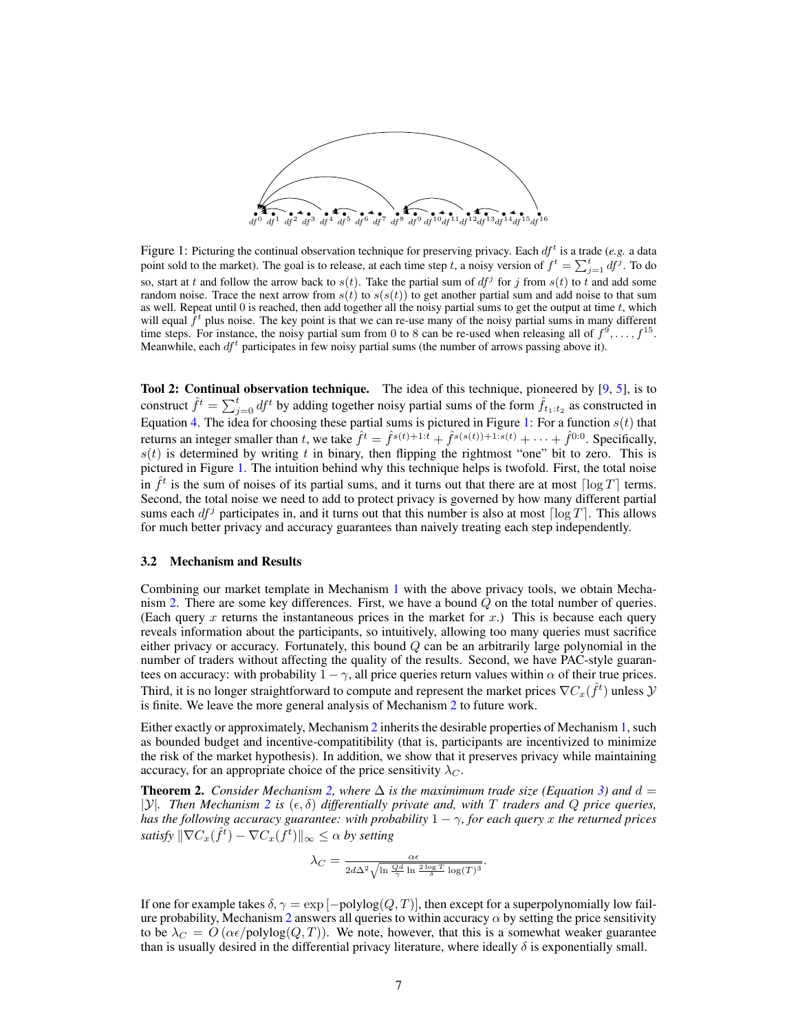Figure 1: Picturing the continual observation technique for preserving privacy. Each $df^t$ is a trade (*e.g.* a data point sold to the market). The goal is to release, at each time step $t$, a noisy version of $f^t = \sum_{j=1}^{t} df^j$. To do so, start at $t$ and follow the arrow back to $s(t)$. Take the partial sum of $df^j$ for $j$ from $s(t)$ to $t$ and add some random noise. Trace the next arrow from $s(t)$ to $s(s(t))$ to get another partial sum and add noise to that sum as well. Repeat until 0 is reached, then add together all the noisy partial sums to get the output at time $t$, which will equal $f^t$ plus noise. The key point is that we can re-use many of the noisy partial sums in many different time steps. For instance, the noisy partial sum from 0 to 8 can be re-used when releasing all of $f^9, \ldots, f^{15}$. Meanwhile, each $df^t$ participates in few noisy partial sums (the number of arrows passing above it).

**Tool 2: Continual observation technique.** The idea of this technique, pioneered by [9, 5], is to construct $\hat{f}^t = \sum_{j=0}^{t} df^t$ by adding together noisy partial sums of the form $\hat{f}_{t_1:t_2}$ as constructed in Equation 4. The idea for choosing these partial sums is pictured in Figure 1: For a function $s(t)$ that returns an integer smaller than $t$, we take $\hat{f}^t = \hat{f}^{s(t)+1:t} + \hat{f}^{s(s(t))+1:s(t)} + \cdots + \hat{f}^{0:0}$. Specifically, $s(t)$ is determined by writing $t$ in binary, then flipping the rightmost "one" bit to zero. This is pictured in Figure 1. The intuition behind why this technique helps is twofold. First, the total noise in $\hat{f}^t$ is the sum of noises of its partial sums, and it turns out that there are at most $\lceil \log T \rceil$ terms. Second, the total noise we need to add to protect privacy is governed by how many different partial sums each $df^j$ participates in, and it turns out that this number is also at most $\lceil \log T \rceil$. This allows for much better privacy and accuracy guarantees than naively treating each step independently.

### 3.2 Mechanism and Results

Combining our market template in Mechanism 1 with the above privacy tools, we obtain Mechanism 2. There are some key differences. First, we have a bound $Q$ on the total number of queries. (Each query $x$ returns the instantaneous prices in the market for $x$.) This is because each query reveals information about the participants, so intuitively, allowing too many queries must sacrifice either privacy or accuracy. Fortunately, this bound $Q$ can be an arbitrarily large polynomial in the number of traders without affecting the quality of the results. Second, we have PAC-style guarantees on accuracy: with probability $1 - \gamma$, all price queries return values within $\alpha$ of their true prices. Third, it is no longer straightforward to compute and represent the market prices $\nabla C_x(\hat{f}^t)$ unless $\mathcal{Y}$ is finite. We leave the more general analysis of Mechanism 2 to future work.

Either exactly or approximately, Mechanism 2 inherits the desirable properties of Mechanism 1, such as bounded budget and incentive-compatitibility (that is, participants are incentivized to minimize the risk of the market hypothesis). In addition, we show that it preserves privacy while maintaining accuracy, for an appropriate choice of the price sensitivity $\lambda_C$.

**Theorem 2.** *Consider Mechanism 2, where $\Delta$ is the maximimum trade size (Equation 3) and $d = |\mathcal{Y}|$. Then Mechanism 2 is $(\epsilon, \delta)$ differentially private and, with $T$ traders and $Q$ price queries, has the following accuracy guarantee: with probability $1 - \gamma$, for each query $x$ the returned prices satisfy $\|\nabla C_x(\hat{f}^t) - \nabla C_x(f^t)\|_\infty \leq \alpha$ by setting*

$$\lambda_C = \frac{\alpha \epsilon}{2d\Delta^2 \sqrt{\ln \frac{Qd}{\gamma} \ln \frac{2 \log T}{\delta} \log(T)^3}}.$$

If one for example takes $\delta, \gamma = \exp\left[-\text{polylog}(Q, T)\right]$, then except for a superpolynomially low failure probability, Mechanism 2 answers all queries to within accuracy $\alpha$ by setting the price sensitivity to be $\lambda_C = O\left(\alpha\epsilon / \text{polylog}(Q, T)\right)$. We note, however, that this is a somewhat weaker guarantee than is usually desired in the differential privacy literature, where ideally $\delta$ is exponentially small.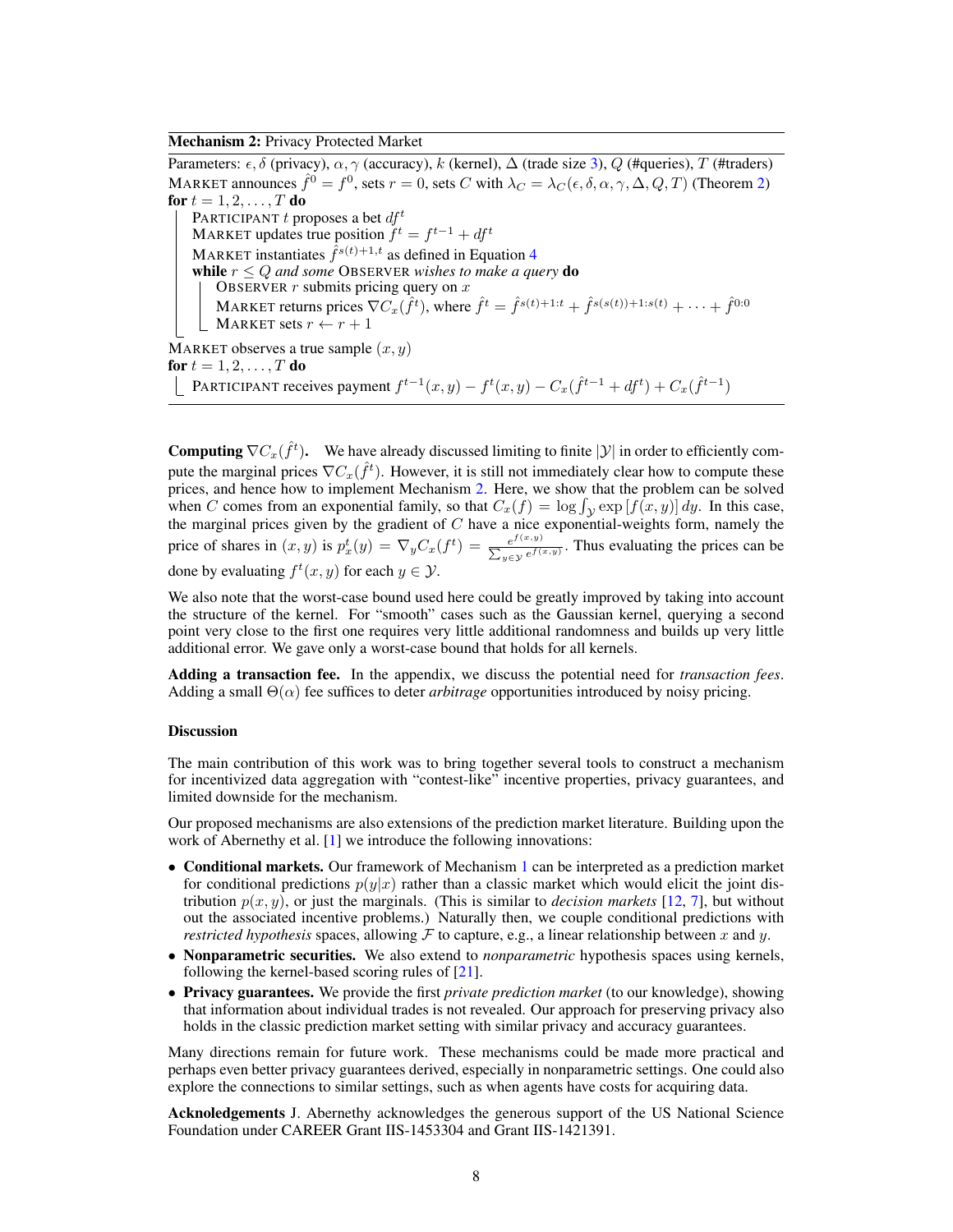**Mechanism 2:** Privacy Protected Market

Parameters: $\epsilon, \delta$ (privacy), $\alpha, \gamma$ (accuracy), $k$ (kernel), $\Delta$ (trade size 3), $Q$ (#queries), $T$ (#traders)
MARKET announces $\hat{f}^0 = f^0$, sets $r = 0$, sets $C$ with $\lambda_C = \lambda_C(\epsilon, \delta, \alpha, \gamma, \Delta, Q, T)$ (Theorem 2)
**for** $t = 1, 2, \ldots, T$ **do**
  PARTICIPANT $t$ proposes a bet $df^t$
  MARKET updates true position $f^t = f^{t-1} + df^t$
  MARKET instantiates $\hat{f}^{s(t)+1,t}$ as defined in Equation 4
  **while** *$r \leq Q$ and some* OBSERVER *wishes to make a query* **do**
    OBSERVER $r$ submits pricing query on $x$
    MARKET returns prices $\nabla C_x(\hat{f}^t)$, where $\hat{f}^t = \hat{f}^{s(t)+1:t} + \hat{f}^{s(s(t))+1:s(t)} + \cdots + \hat{f}^{0:0}$
    MARKET sets $r \leftarrow r + 1$
MARKET observes a true sample $(x, y)$
**for** $t = 1, 2, \ldots, T$ **do**
  PARTICIPANT receives payment $f^{t-1}(x, y) - f^t(x, y) - C_x(\hat{f}^{t-1} + df^t) + C_x(\hat{f}^{t-1})$

**Computing $\nabla C_x(\hat{f}^t)$.** We have already discussed limiting to finite $|\mathcal{Y}|$ in order to efficiently compute the marginal prices $\nabla C_x(\hat{f}^t)$. However, it is still not immediately clear how to compute these prices, and hence how to implement Mechanism 2. Here, we show that the problem can be solved when $C$ comes from an exponential family, so that $C_x(f) = \log \int_{\mathcal{Y}} \exp\left[f(x, y)\right] dy$. In this case, the marginal prices given by the gradient of $C$ have a nice exponential-weights form, namely the price of shares in $(x, y)$ is $p_x^t(y) = \nabla_y C_x(f^t) = \frac{e^{f(x,y)}}{\sum_{y \in \mathcal{Y}} e^{f(x,y)}}$. Thus evaluating the prices can be done by evaluating $f^t(x, y)$ for each $y \in \mathcal{Y}$.

We also note that the worst-case bound used here could be greatly improved by taking into account the structure of the kernel. For "smooth" cases such as the Gaussian kernel, querying a second point very close to the first one requires very little additional randomness and builds up very little additional error. We gave only a worst-case bound that holds for all kernels.

**Adding a transaction fee.** In the appendix, we discuss the potential need for *transaction fees*. Adding a small $\Theta(\alpha)$ fee suffices to deter *arbitrage* opportunities introduced by noisy pricing.

## Discussion

The main contribution of this work was to bring together several tools to construct a mechanism for incentivized data aggregation with "contest-like" incentive properties, privacy guarantees, and limited downside for the mechanism.

Our proposed mechanisms are also extensions of the prediction market literature. Building upon the work of Abernethy et al. [1] we introduce the following innovations:

- **Conditional markets.** Our framework of Mechanism 1 can be interpreted as a prediction market for conditional predictions $p(y|x)$ rather than a classic market which would elicit the joint distribution $p(x, y)$, or just the marginals. (This is similar to *decision markets* [12, 7], but without out the associated incentive problems.) Naturally then, we couple conditional predictions with *restricted hypothesis* spaces, allowing $\mathcal{F}$ to capture, e.g., a linear relationship between $x$ and $y$.
- **Nonparametric securities.** We also extend to *nonparametric* hypothesis spaces using kernels, following the kernel-based scoring rules of [21].
- **Privacy guarantees.** We provide the first *private prediction market* (to our knowledge), showing that information about individual trades is not revealed. Our approach for preserving privacy also holds in the classic prediction market setting with similar privacy and accuracy guarantees.

Many directions remain for future work. These mechanisms could be made more practical and perhaps even better privacy guarantees derived, especially in nonparametric settings. One could also explore the connections to similar settings, such as when agents have costs for acquiring data.

**Acknoledgements** J. Abernethy acknowledges the generous support of the US National Science Foundation under CAREER Grant IIS-1453304 and Grant IIS-1421391.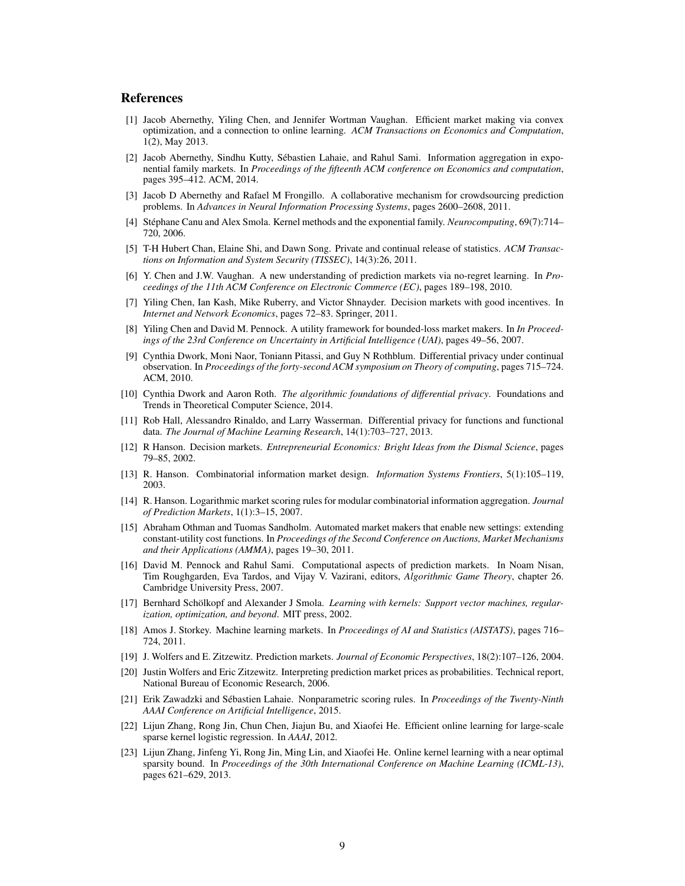## References

[1] Jacob Abernethy, Yiling Chen, and Jennifer Wortman Vaughan. Efficient market making via convex optimization, and a connection to online learning. *ACM Transactions on Economics and Computation*, 1(2), May 2013.

[2] Jacob Abernethy, Sindhu Kutty, Sébastien Lahaie, and Rahul Sami. Information aggregation in exponential family markets. In *Proceedings of the fifteenth ACM conference on Economics and computation*, pages 395–412. ACM, 2014.

[3] Jacob D Abernethy and Rafael M Frongillo. A collaborative mechanism for crowdsourcing prediction problems. In *Advances in Neural Information Processing Systems*, pages 2600–2608, 2011.

[4] Stéphane Canu and Alex Smola. Kernel methods and the exponential family. *Neurocomputing*, 69(7):714–720, 2006.

[5] T-H Hubert Chan, Elaine Shi, and Dawn Song. Private and continual release of statistics. *ACM Transactions on Information and System Security (TISSEC)*, 14(3):26, 2011.

[6] Y. Chen and J.W. Vaughan. A new understanding of prediction markets via no-regret learning. In *Proceedings of the 11th ACM Conference on Electronic Commerce (EC)*, pages 189–198, 2010.

[7] Yiling Chen, Ian Kash, Mike Ruberry, and Victor Shnayder. Decision markets with good incentives. In *Internet and Network Economics*, pages 72–83. Springer, 2011.

[8] Yiling Chen and David M. Pennock. A utility framework for bounded-loss market makers. In *In Proceedings of the 23rd Conference on Uncertainty in Artificial Intelligence (UAI)*, pages 49–56, 2007.

[9] Cynthia Dwork, Moni Naor, Toniann Pitassi, and Guy N Rothblum. Differential privacy under continual observation. In *Proceedings of the forty-second ACM symposium on Theory of computing*, pages 715–724. ACM, 2010.

[10] Cynthia Dwork and Aaron Roth. *The algorithmic foundations of differential privacy*. Foundations and Trends in Theoretical Computer Science, 2014.

[11] Rob Hall, Alessandro Rinaldo, and Larry Wasserman. Differential privacy for functions and functional data. *The Journal of Machine Learning Research*, 14(1):703–727, 2013.

[12] R Hanson. Decision markets. *Entrepreneurial Economics: Bright Ideas from the Dismal Science*, pages 79–85, 2002.

[13] R. Hanson. Combinatorial information market design. *Information Systems Frontiers*, 5(1):105–119, 2003.

[14] R. Hanson. Logarithmic market scoring rules for modular combinatorial information aggregation. *Journal of Prediction Markets*, 1(1):3–15, 2007.

[15] Abraham Othman and Tuomas Sandholm. Automated market makers that enable new settings: extending constant-utility cost functions. In *Proceedings of the Second Conference on Auctions, Market Mechanisms and their Applications (AMMA)*, pages 19–30, 2011.

[16] David M. Pennock and Rahul Sami. Computational aspects of prediction markets. In Noam Nisan, Tim Roughgarden, Eva Tardos, and Vijay V. Vazirani, editors, *Algorithmic Game Theory*, chapter 26. Cambridge University Press, 2007.

[17] Bernhard Schölkopf and Alexander J Smola. *Learning with kernels: Support vector machines, regularization, optimization, and beyond*. MIT press, 2002.

[18] Amos J. Storkey. Machine learning markets. In *Proceedings of AI and Statistics (AISTATS)*, pages 716–724, 2011.

[19] J. Wolfers and E. Zitzewitz. Prediction markets. *Journal of Economic Perspectives*, 18(2):107–126, 2004.

[20] Justin Wolfers and Eric Zitzewitz. Interpreting prediction market prices as probabilities. Technical report, National Bureau of Economic Research, 2006.

[21] Erik Zawadzki and Sébastien Lahaie. Nonparametric scoring rules. In *Proceedings of the Twenty-Ninth AAAI Conference on Artificial Intelligence*, 2015.

[22] Lijun Zhang, Rong Jin, Chun Chen, Jiajun Bu, and Xiaofei He. Efficient online learning for large-scale sparse kernel logistic regression. In *AAAI*, 2012.

[23] Lijun Zhang, Jinfeng Yi, Rong Jin, Ming Lin, and Xiaofei He. Online kernel learning with a near optimal sparsity bound. In *Proceedings of the 30th International Conference on Machine Learning (ICML-13)*, pages 621–629, 2013.